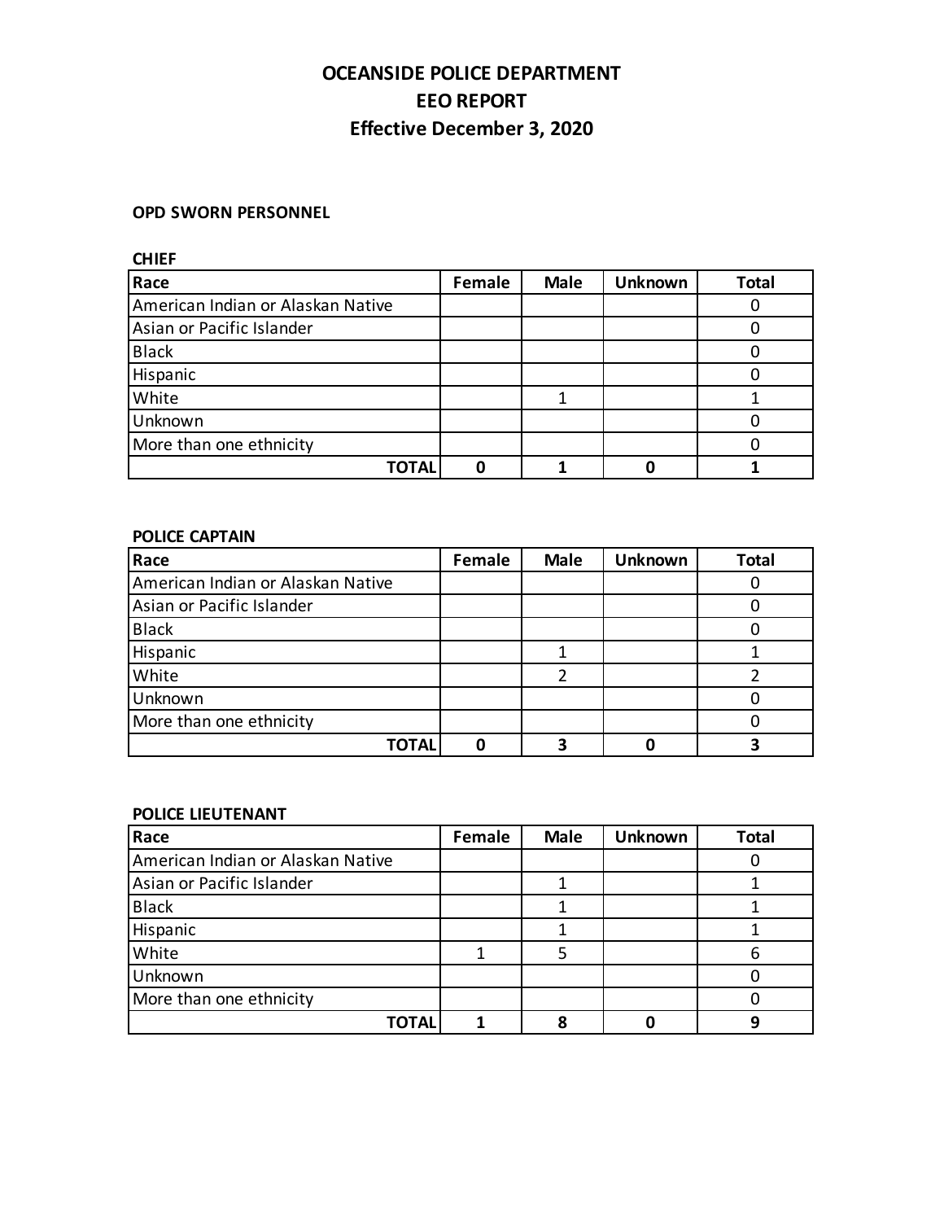# OCEANSIDE POLICE DEPARTMENT
# EEO REPORT
# Effective December 3, 2020

**OPD SWORN PERSONNEL**

**CHIEF**

| Race | Female | Male | Unknown | Total |
|---|---|---|---|---|
| American Indian or Alaskan Native | | | | 0 |
| Asian or Pacific Islander | | | | 0 |
| Black | | | | 0 |
| Hispanic | | | | 0 |
| White | | 1 | | 1 |
| Unknown | | | | 0 |
| More than one ethnicity | | | | 0 |
| **TOTAL** | **0** | **1** | **0** | **1** |

**POLICE CAPTAIN**

| Race | Female | Male | Unknown | Total |
|---|---|---|---|---|
| American Indian or Alaskan Native | | | | 0 |
| Asian or Pacific Islander | | | | 0 |
| Black | | | | 0 |
| Hispanic | | 1 | | 1 |
| White | | 2 | | 2 |
| Unknown | | | | 0 |
| More than one ethnicity | | | | 0 |
| **TOTAL** | **0** | **3** | **0** | **3** |

**POLICE LIEUTENANT**

| Race | Female | Male | Unknown | Total |
|---|---|---|---|---|
| American Indian or Alaskan Native | | | | 0 |
| Asian or Pacific Islander | | 1 | | 1 |
| Black | | 1 | | 1 |
| Hispanic | | 1 | | 1 |
| White | 1 | 5 | | 6 |
| Unknown | | | | 0 |
| More than one ethnicity | | | | 0 |
| **TOTAL** | **1** | **8** | **0** | **9** |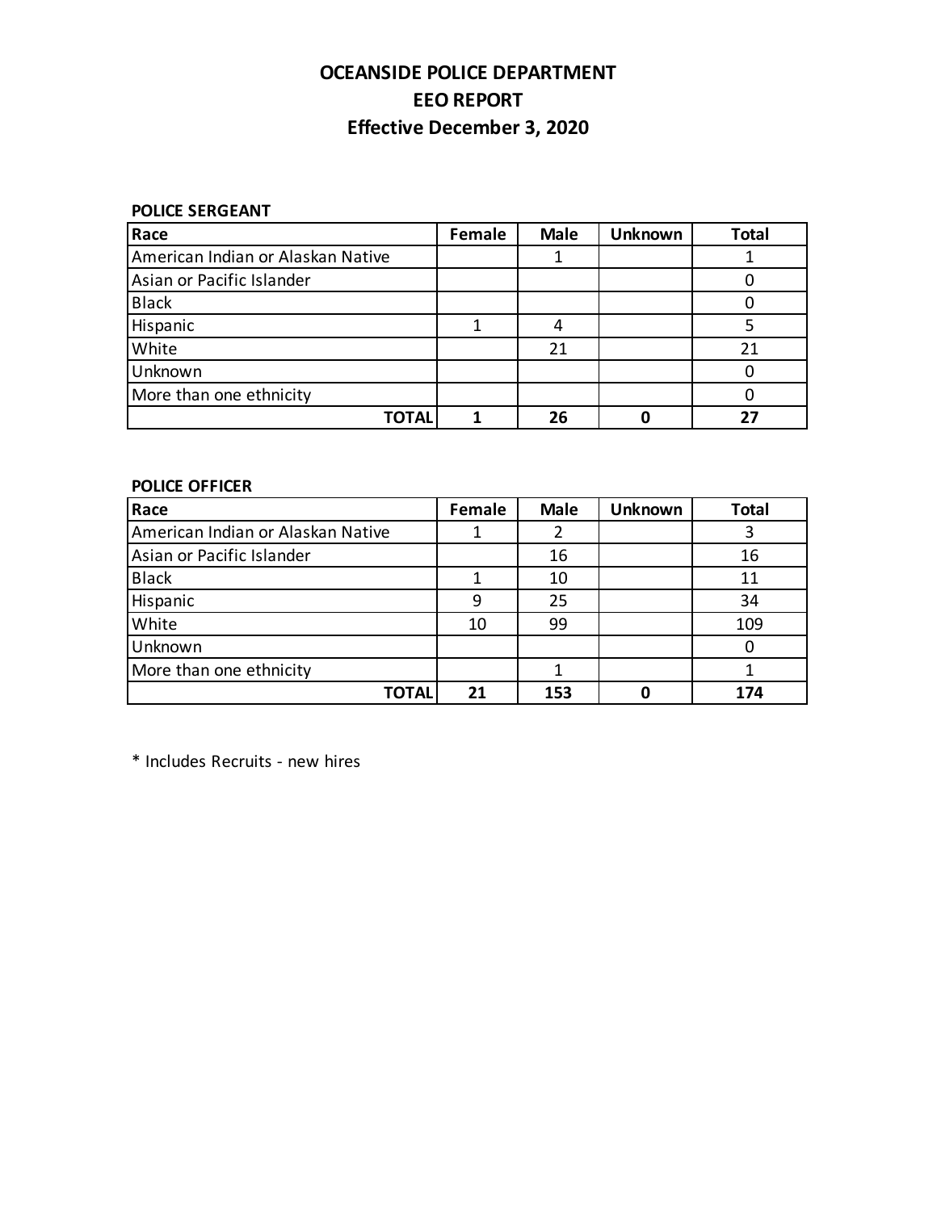# OCEANSIDE POLICE DEPARTMENT
# EEO REPORT
# Effective December 3, 2020

**POLICE SERGEANT**

| Race | Female | Male | Unknown | Total |
|---|---|---|---|---|
| American Indian or Alaskan Native | | 1 | | 1 |
| Asian or Pacific Islander | | | | 0 |
| Black | | | | 0 |
| Hispanic | 1 | 4 | | 5 |
| White | | 21 | | 21 |
| Unknown | | | | 0 |
| More than one ethnicity | | | | 0 |
| **TOTAL** | **1** | **26** | **0** | **27** |

**POLICE OFFICER**

| Race | Female | Male | Unknown | Total |
|---|---|---|---|---|
| American Indian or Alaskan Native | 1 | 2 | | 3 |
| Asian or Pacific Islander | | 16 | | 16 |
| Black | 1 | 10 | | 11 |
| Hispanic | 9 | 25 | | 34 |
| White | 10 | 99 | | 109 |
| Unknown | | | | 0 |
| More than one ethnicity | | 1 | | 1 |
| **TOTAL** | **21** | **153** | **0** | **174** |

* Includes Recruits - new hires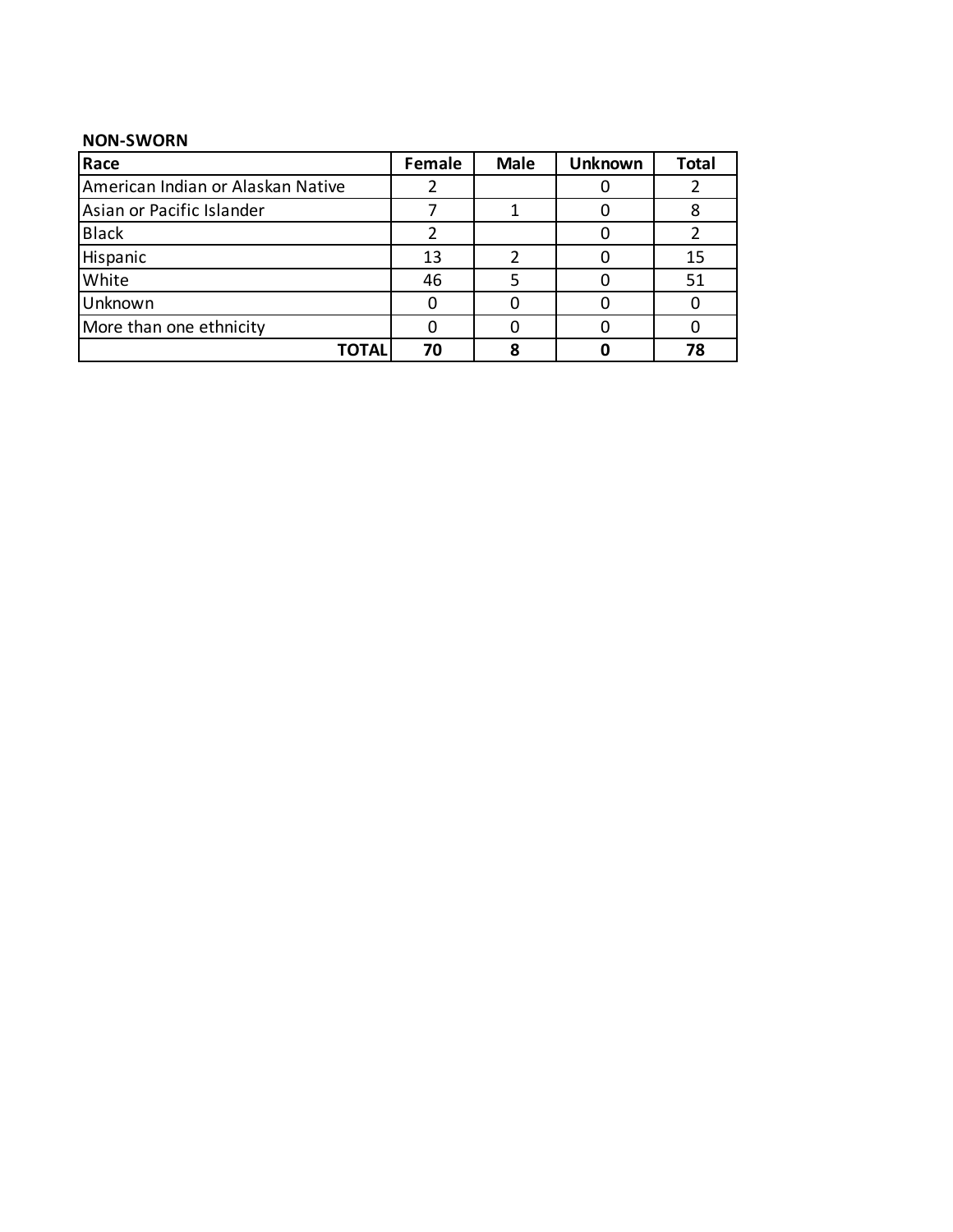**NON-SWORN**

| Race | Female | Male | Unknown | Total |
|---|---|---|---|---|
| American Indian or Alaskan Native | 2 | | 0 | 2 |
| Asian or Pacific Islander | 7 | 1 | 0 | 8 |
| Black | 2 | | 0 | 2 |
| Hispanic | 13 | 2 | 0 | 15 |
| White | 46 | 5 | 0 | 51 |
| Unknown | 0 | 0 | 0 | 0 |
| More than one ethnicity | 0 | 0 | 0 | 0 |
| **TOTAL** | **70** | **8** | **0** | **78** |